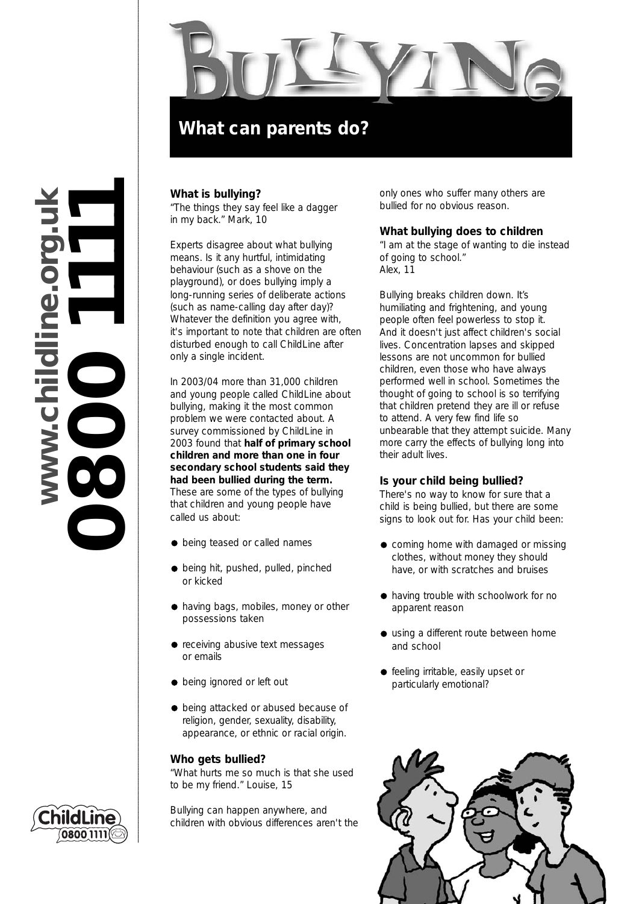# Bullying

## What can parents do?

www.childline.org.uk

0800 1111

### What is bullying?

"The things they say feel like a dagger in my back." Mark, 10

Experts disagree about what bullying means. Is it any hurtful, intimidating behaviour (such as a shove on the playground), or does bullying imply a long-running series of deliberate actions (such as name-calling day after day)? Whatever the definition you agree with, it's important to note that children are often disturbed enough to call ChildLine after only a single incident.

In 2003/04 more than 31,000 children and young people called ChildLine about bullying, making it the most common problem we were contacted about. A survey commissioned by ChildLine in 2003 found that **half of primary school children and more than one in four secondary school students said they had been bullied during the term.** These are some of the types of bullying that children and young people have called us about:

- being teased or called names
- being hit, pushed, pulled, pinched or kicked
- having bags, mobiles, money or other possessions taken
- receiving abusive text messages or emails
- being ignored or left out
- being attacked or abused because of religion, gender, sexuality, disability, appearance, or ethnic or racial origin.

### Who gets bullied?

"What hurts me so much is that she used to be my friend." Louise, 15

Bullying can happen anywhere, and children with obvious differences aren't the only ones who suffer many others are bullied for no obvious reason.

### What bullying does to children

"I am at the stage of wanting to die instead of going to school."
Alex, 11

Bullying breaks children down. It's humiliating and frightening, and young people often feel powerless to stop it. And it doesn't just affect children's social lives. Concentration lapses and skipped lessons are not uncommon for bullied children, even those who have always performed well in school. Sometimes the thought of going to school is so terrifying that children pretend they are ill or refuse to attend. A very few find life so unbearable that they attempt suicide. Many more carry the effects of bullying long into their adult lives.

### Is your child being bullied?

There's no way to know for sure that a child is being bullied, but there are some signs to look out for. Has your child been:

- coming home with damaged or missing clothes, without money they should have, or with scratches and bruises
- having trouble with schoolwork for no apparent reason
- using a different route between home and school
- feeling irritable, easily upset or particularly emotional?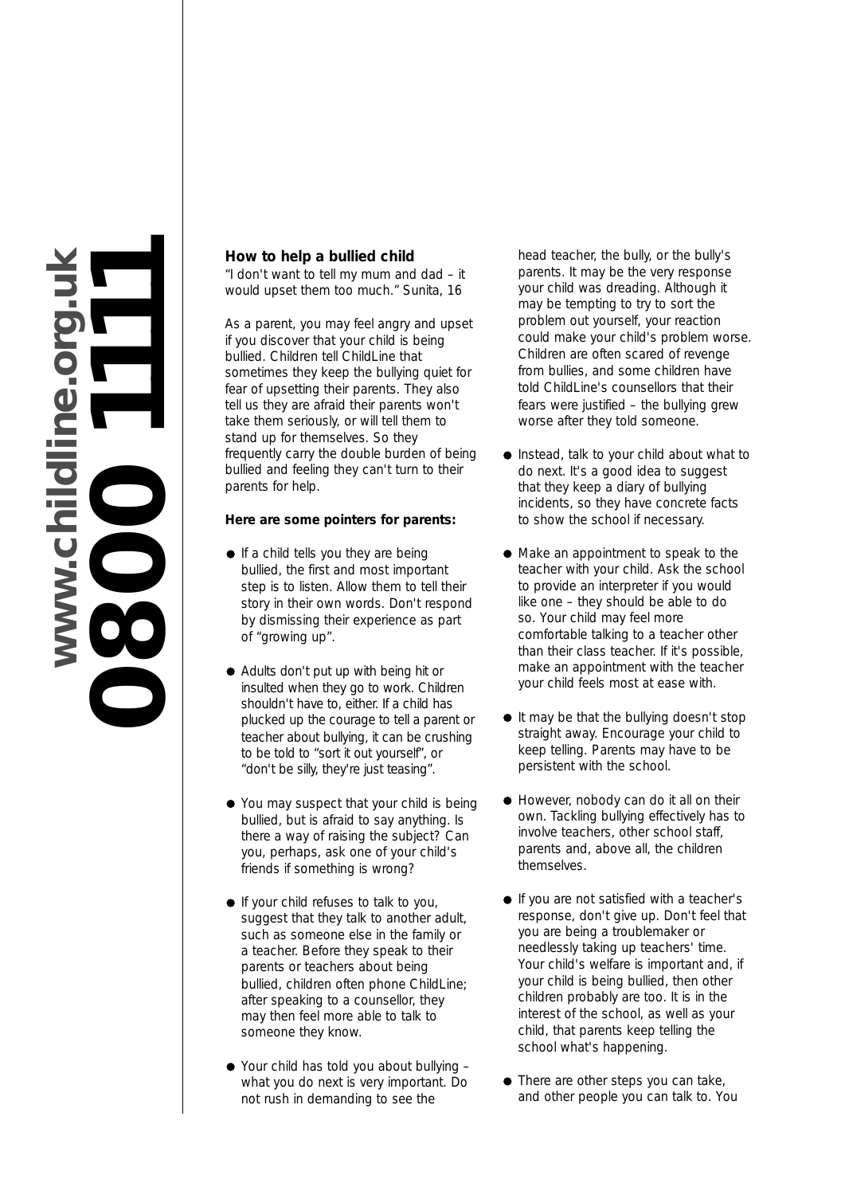**www.childline.org.uk**

**0800 1111**

### How to help a bullied child

"I don't want to tell my mum and dad – it would upset them too much." Sunita, 16

As a parent, you may feel angry and upset if you discover that your child is being bullied. Children tell ChildLine that sometimes they keep the bullying quiet for fear of upsetting their parents. They also tell us they are afraid their parents won't take them seriously, or will tell them to stand up for themselves. So they frequently carry the double burden of being bullied and feeling they can't turn to their parents for help.

**Here are some pointers for parents:**

- If a child tells you they are being bullied, the first and most important step is to listen. Allow them to tell their story in their own words. Don't respond by dismissing their experience as part of "growing up".
- Adults don't put up with being hit or insulted when they go to work. Children shouldn't have to, either. If a child has plucked up the courage to tell a parent or teacher about bullying, it can be crushing to be told to "sort it out yourself", or "don't be silly, they're just teasing".
- You may suspect that your child is being bullied, but is afraid to say anything. Is there a way of raising the subject? Can you, perhaps, ask one of your child's friends if something is wrong?
- If your child refuses to talk to you, suggest that they talk to another adult, such as someone else in the family or a teacher. Before they speak to their parents or teachers about being bullied, children often phone ChildLine; after speaking to a counsellor, they may then feel more able to talk to someone they know.
- Your child has told you about bullying – what you do next is very important. Do not rush in demanding to see the head teacher, the bully, or the bully's parents. It may be the very response your child was dreading. Although it may be tempting to try to sort the problem out yourself, your reaction could make your child's problem worse. Children are often scared of revenge from bullies, and some children have told ChildLine's counsellors that their fears were justified – the bullying grew worse after they told someone.
- Instead, talk to your child about what to do next. It's a good idea to suggest that they keep a diary of bullying incidents, so they have concrete facts to show the school if necessary.
- Make an appointment to speak to the teacher with your child. Ask the school to provide an interpreter if you would like one – they should be able to do so. Your child may feel more comfortable talking to a teacher other than their class teacher. If it's possible, make an appointment with the teacher your child feels most at ease with.
- It may be that the bullying doesn't stop straight away. Encourage your child to keep telling. Parents may have to be persistent with the school.
- However, nobody can do it all on their own. Tackling bullying effectively has to involve teachers, other school staff, parents and, above all, the children themselves.
- If you are not satisfied with a teacher's response, don't give up. Don't feel that you are being a troublemaker or needlessly taking up teachers' time. Your child's welfare is important and, if your child is being bullied, then other children probably are too. It is in the interest of the school, as well as your child, that parents keep telling the school what's happening.
- There are other steps you can take, and other people you can talk to. You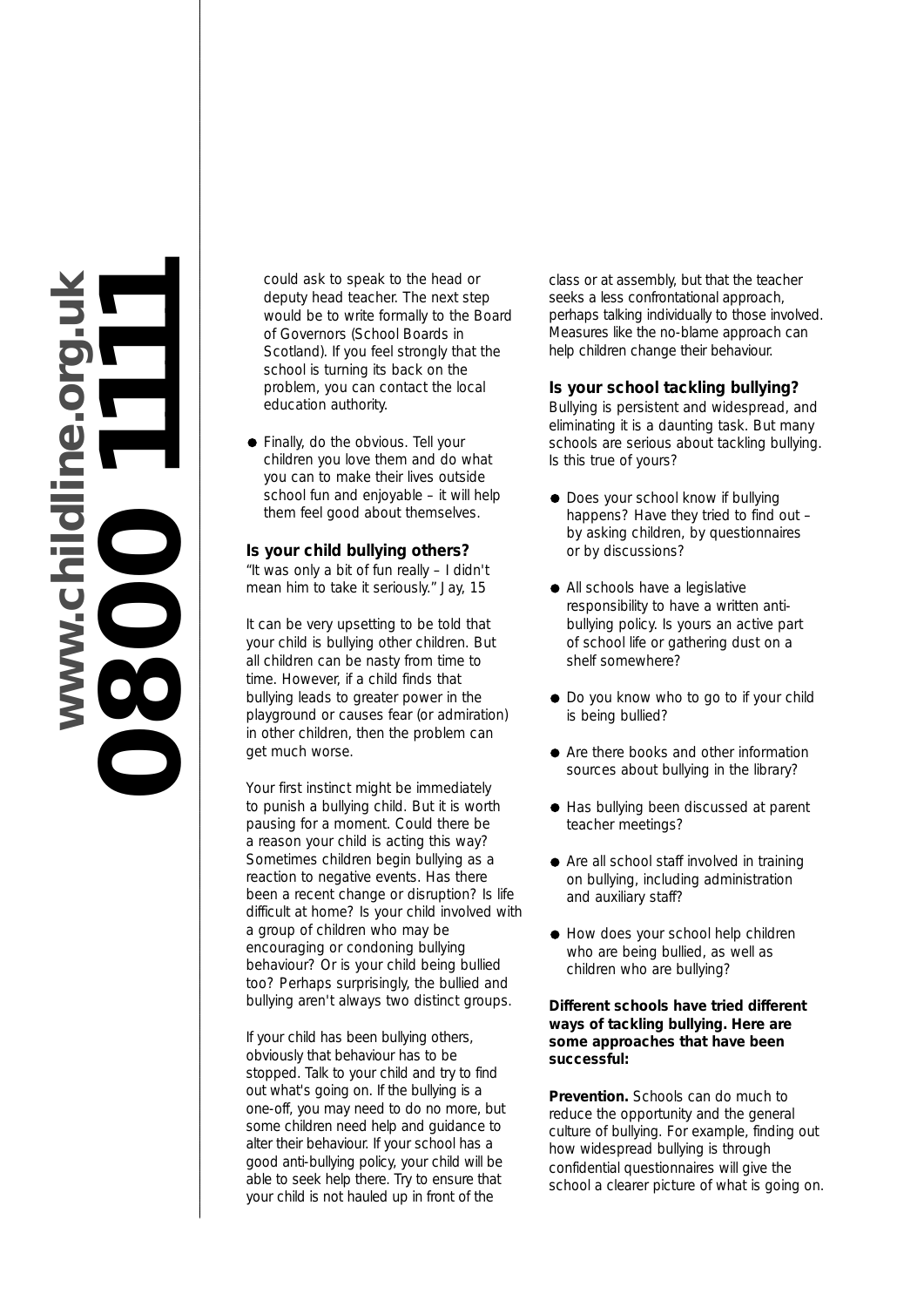could ask to speak to the head or deputy head teacher. The next step would be to write formally to the Board of Governors (School Boards in Scotland). If you feel strongly that the school is turning its back on the problem, you can contact the local education authority.

- Finally, do the obvious. Tell your children you love them and do what you can to make their lives outside school fun and enjoyable – it will help them feel good about themselves.

### Is your child bullying others?

"It was only a bit of fun really – I didn't mean him to take it seriously." Jay, 15

It can be very upsetting to be told that your child is bullying other children. But all children can be nasty from time to time. However, if a child finds that bullying leads to greater power in the playground or causes fear (or admiration) in other children, then the problem can get much worse.

Your first instinct might be immediately to punish a bullying child. But it is worth pausing for a moment. Could there be a reason your child is acting this way? Sometimes children begin bullying as a reaction to negative events. Has there been a recent change or disruption? Is life difficult at home? Is your child involved with a group of children who may be encouraging or condoning bullying behaviour? Or is your child being bullied too? Perhaps surprisingly, the bullied and bullying aren't always two distinct groups.

If your child has been bullying others, obviously that behaviour has to be stopped. Talk to your child and try to find out what's going on. If the bullying is a one-off, you may need to do no more, but some children need help and guidance to alter their behaviour. If your school has a good anti-bullying policy, your child will be able to seek help there. Try to ensure that your child is not hauled up in front of the class or at assembly, but that the teacher seeks a less confrontational approach, perhaps talking individually to those involved. Measures like the no-blame approach can help children change their behaviour.

### Is your school tackling bullying?

Bullying is persistent and widespread, and eliminating it is a daunting task. But many schools are serious about tackling bullying. Is this true of yours?

- Does your school know if bullying happens? Have they tried to find out – by asking children, by questionnaires or by discussions?
- All schools have a legislative responsibility to have a written anti-bullying policy. Is yours an active part of school life or gathering dust on a shelf somewhere?
- Do you know who to go to if your child is being bullied?
- Are there books and other information sources about bullying in the library?
- Has bullying been discussed at parent teacher meetings?
- Are all school staff involved in training on bullying, including administration and auxiliary staff?
- How does your school help children who are being bullied, as well as children who are bullying?

**Different schools have tried different ways of tackling bullying. Here are some approaches that have been successful:**

**Prevention.** Schools can do much to reduce the opportunity and the general culture of bullying. For example, finding out how widespread bullying is through confidential questionnaires will give the school a clearer picture of what is going on.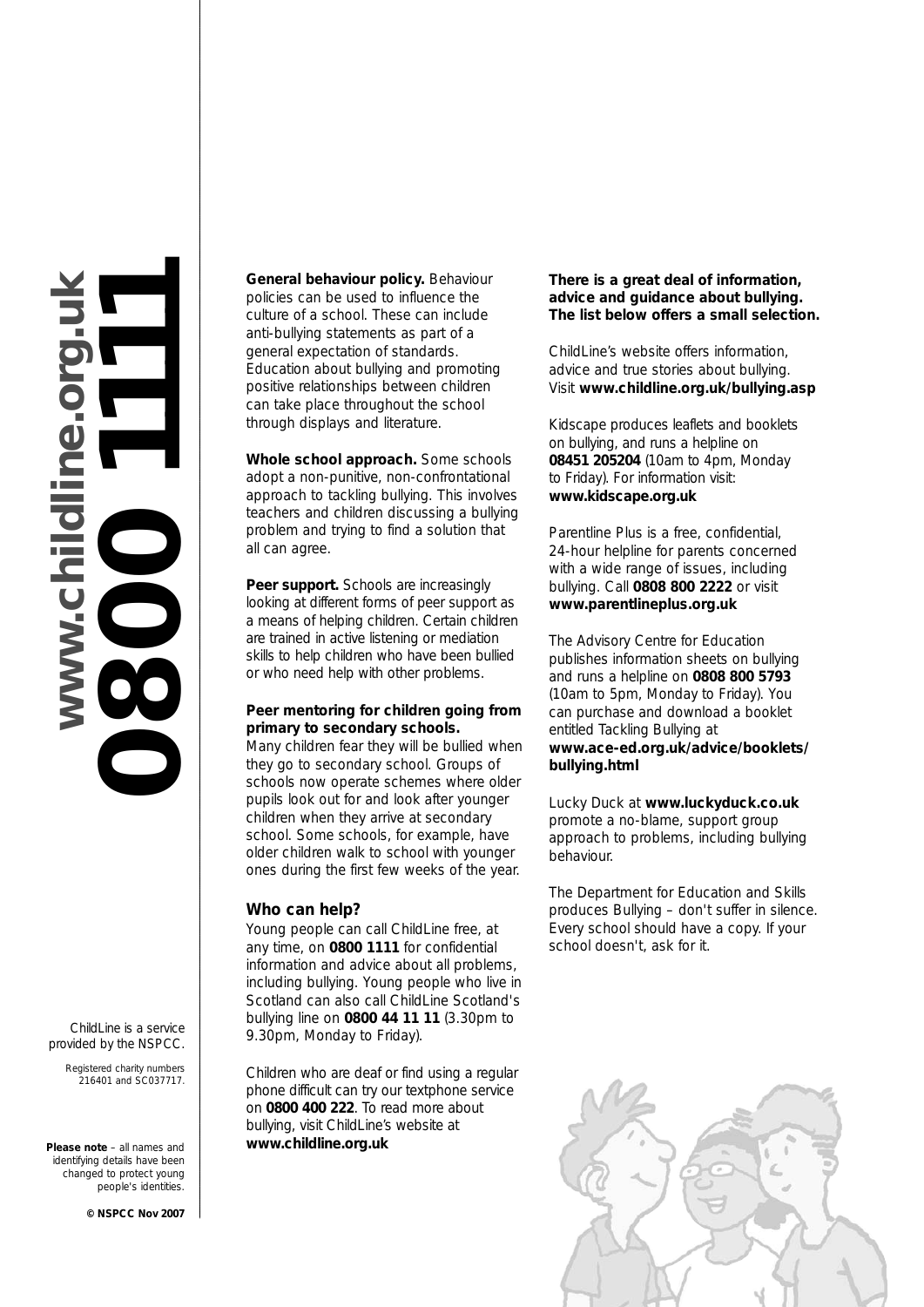**www.childline.org.uk**

**0800 1111**

**General behaviour policy.** Behaviour policies can be used to influence the culture of a school. These can include anti-bullying statements as part of a general expectation of standards. Education about bullying and promoting positive relationships between children can take place throughout the school through displays and literature.

**Whole school approach.** Some schools adopt a non-punitive, non-confrontational approach to tackling bullying. This involves teachers and children discussing a bullying problem and trying to find a solution that all can agree.

**Peer support.** Schools are increasingly looking at different forms of peer support as a means of helping children. Certain children are trained in active listening or mediation skills to help children who have been bullied or who need help with other problems.

**Peer mentoring for children going from primary to secondary schools.**
Many children fear they will be bullied when they go to secondary school. Groups of schools now operate schemes where older pupils look out for and look after younger children when they arrive at secondary school. Some schools, for example, have older children walk to school with younger ones during the first few weeks of the year.

### Who can help?

Young people can call ChildLine free, at any time, on **0800 1111** for confidential information and advice about all problems, including bullying. Young people who live in Scotland can also call ChildLine Scotland's bullying line on **0800 44 11 11** (3.30pm to 9.30pm, Monday to Friday).

Children who are deaf or find using a regular phone difficult can try our textphone service on **0800 400 222**. To read more about bullying, visit ChildLine's website at **www.childline.org.uk**

**There is a great deal of information, advice and guidance about bullying. The list below offers a small selection.**

ChildLine's website offers information, advice and true stories about bullying. Visit **www.childline.org.uk/bullying.asp**

Kidscape produces leaflets and booklets on bullying, and runs a helpline on **08451 205204** (10am to 4pm, Monday to Friday). For information visit: **www.kidscape.org.uk**

Parentline Plus is a free, confidential, 24-hour helpline for parents concerned with a wide range of issues, including bullying. Call **0808 800 2222** or visit **www.parentlineplus.org.uk**

The Advisory Centre for Education publishes information sheets on bullying and runs a helpline on **0808 800 5793** (10am to 5pm, Monday to Friday). You can purchase and download a booklet entitled Tackling Bullying at **www.ace-ed.org.uk/advice/booklets/bullying.html**

Lucky Duck at **www.luckyduck.co.uk** promote a no-blame, support group approach to problems, including bullying behaviour.

The Department for Education and Skills produces Bullying – don't suffer in silence. Every school should have a copy. If your school doesn't, ask for it.

ChildLine is a service provided by the NSPCC.

Registered charity numbers 216401 and SC037717.

**Please note** – all names and identifying details have been changed to protect young people's identities.

**© NSPCC Nov 2007**